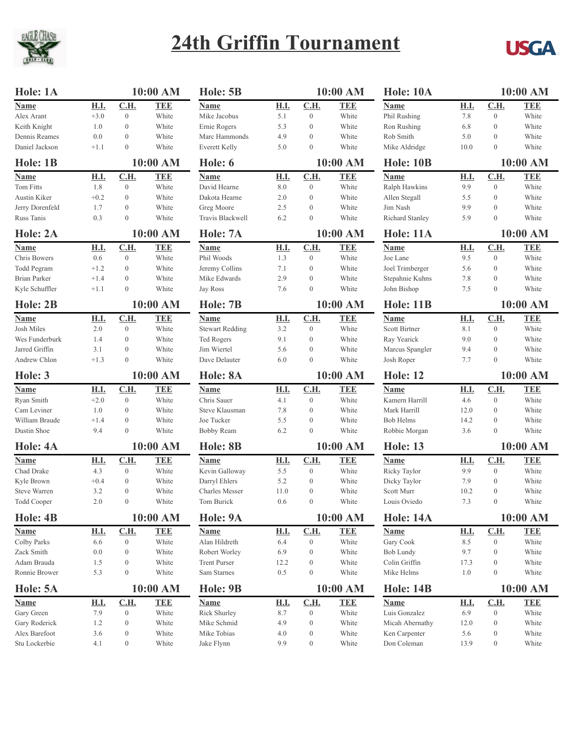# 24th Griffin Tournament

## Hole: 1A — 10:00 AM

| Name | H.I. | C.H. | TEE |
|---|---|---|---|
| Alex Arant | +3.0 | 0 | White |
| Keith Knight | 1.0 | 0 | White |
| Dennis Reames | 0.0 | 0 | White |
| Daniel Jackson | +1.1 | 0 | White |

## Hole: 1B — 10:00 AM

| Name | H.I. | C.H. | TEE |
|---|---|---|---|
| Tom Fitts | 1.8 | 0 | White |
| Austin Kiker | +0.2 | 0 | White |
| Jerry Dorenfeld | 1.7 | 0 | White |
| Russ Tanis | 0.3 | 0 | White |

## Hole: 2A — 10:00 AM

| Name | H.I. | C.H. | TEE |
|---|---|---|---|
| Chris Bowers | 0.6 | 0 | White |
| Todd Pegram | +1.2 | 0 | White |
| Brian Parker | +1.4 | 0 | White |
| Kyle Schuffler | +1.1 | 0 | White |

## Hole: 2B — 10:00 AM

| Name | H.I. | C.H. | TEE |
|---|---|---|---|
| Josh Miles | 2.0 | 0 | White |
| Wes Funderburk | 1.4 | 0 | White |
| Jarred Griffin | 3.1 | 0 | White |
| Andrew Chlon | +1.3 | 0 | White |

## Hole: 3 — 10:00 AM

| Name | H.I. | C.H. | TEE |
|---|---|---|---|
| Ryan Smith | +2.0 | 0 | White |
| Cam Leviner | 1.0 | 0 | White |
| William Braude | +1.4 | 0 | White |
| Dustin Shoe | 9.4 | 0 | White |

## Hole: 4A — 10:00 AM

| Name | H.I. | C.H. | TEE |
|---|---|---|---|
| Chad Drake | 4.3 | 0 | White |
| Kyle Brown | +0.4 | 0 | White |
| Steve Warren | 3.2 | 0 | White |
| Todd Cooper | 2.0 | 0 | White |

## Hole: 4B — 10:00 AM

| Name | H.I. | C.H. | TEE |
|---|---|---|---|
| Colby Parks | 6.6 | 0 | White |
| Zack Smith | 0.0 | 0 | White |
| Adam Brauda | 1.5 | 0 | White |
| Ronnie Brower | 5.3 | 0 | White |

## Hole: 5A — 10:00 AM

| Name | H.I. | C.H. | TEE |
|---|---|---|---|
| Gary Green | 7.9 | 0 | White |
| Gary Roderick | 1.2 | 0 | White |
| Alex Barefoot | 3.6 | 0 | White |
| Stu Lockerbie | 4.1 | 0 | White |

## Hole: 5B — 10:00 AM

| Name | H.I. | C.H. | TEE |
|---|---|---|---|
| Mike Jacobus | 5.1 | 0 | White |
| Ernie Rogers | 5.3 | 0 | White |
| Marc Hammonds | 4.9 | 0 | White |
| Everett Kelly | 5.0 | 0 | White |

## Hole: 6 — 10:00 AM

| Name | H.I. | C.H. | TEE |
|---|---|---|---|
| David Hearne | 8.0 | 0 | White |
| Dakota Hearne | 2.0 | 0 | White |
| Greg Moore | 2.5 | 0 | White |
| Travis Blackwell | 6.2 | 0 | White |

## Hole: 7A — 10:00 AM

| Name | H.I. | C.H. | TEE |
|---|---|---|---|
| Phil Woods | 1.3 | 0 | White |
| Jeremy Collins | 7.1 | 0 | White |
| Mike Edwards | 2.9 | 0 | White |
| Jay Ross | 7.6 | 0 | White |

## Hole: 7B — 10:00 AM

| Name | H.I. | C.H. | TEE |
|---|---|---|---|
| Stewart Redding | 3.2 | 0 | White |
| Ted Rogers | 9.1 | 0 | White |
| Jim Wiertel | 5.6 | 0 | White |
| Dave Delauter | 6.0 | 0 | White |

## Hole: 8A — 10:00 AM

| Name | H.I. | C.H. | TEE |
|---|---|---|---|
| Chris Sauer | 4.1 | 0 | White |
| Steve Klausman | 7.8 | 0 | White |
| Joe Tucker | 5.5 | 0 | White |
| Bobby Ream | 6.2 | 0 | White |

## Hole: 8B — 10:00 AM

| Name | H.I. | C.H. | TEE |
|---|---|---|---|
| Kevin Galloway | 5.5 | 0 | White |
| Darryl Ehlers | 5.2 | 0 | White |
| Charles Messer | 11.0 | 0 | White |
| Tom Burick | 0.6 | 0 | White |

## Hole: 9A — 10:00 AM

| Name | H.I. | C.H. | TEE |
|---|---|---|---|
| Alan Hildreth | 6.4 | 0 | White |
| Robert Worley | 6.9 | 0 | White |
| Trent Purser | 12.2 | 0 | White |
| Sam Starnes | 0.5 | 0 | White |

## Hole: 9B — 10:00 AM

| Name | H.I. | C.H. | TEE |
|---|---|---|---|
| Rick Shurley | 8.7 | 0 | White |
| Mike Schmid | 4.9 | 0 | White |
| Mike Tobias | 4.0 | 0 | White |
| Jake Flynn | 9.9 | 0 | White |

## Hole: 10A — 10:00 AM

| Name | H.I. | C.H. | TEE |
|---|---|---|---|
| Phil Rushing | 7.8 | 0 | White |
| Ron Rushing | 6.8 | 0 | White |
| Rob Smith | 5.0 | 0 | White |
| Mike Aldridge | 10.0 | 0 | White |

## Hole: 10B — 10:00 AM

| Name | H.I. | C.H. | TEE |
|---|---|---|---|
| Ralph Hawkins | 9.9 | 0 | White |
| Allen Stegall | 5.5 | 0 | White |
| Jim Nash | 9.9 | 0 | White |
| Richard Stanley | 5.9 | 0 | White |

## Hole: 11A — 10:00 AM

| Name | H.I. | C.H. | TEE |
|---|---|---|---|
| Joe Lane | 9.5 | 0 | White |
| Joel Trimberger | 5.6 | 0 | White |
| Stepahnie Kuhns | 7.8 | 0 | White |
| John Bishop | 7.5 | 0 | White |

## Hole: 11B — 10:00 AM

| Name | H.I. | C.H. | TEE |
|---|---|---|---|
| Scott Birtner | 8.1 | 0 | White |
| Ray Yearick | 9.0 | 0 | White |
| Marcus Spangler | 9.4 | 0 | White |
| Josh Roper | 7.7 | 0 | White |

## Hole: 12 — 10:00 AM

| Name | H.I. | C.H. | TEE |
|---|---|---|---|
| Kamern Harrill | 4.6 | 0 | White |
| Mark Harrill | 12.0 | 0 | White |
| Bob Helms | 14.2 | 0 | White |
| Robbie Morgan | 3.6 | 0 | White |

## Hole: 13 — 10:00 AM

| Name | H.I. | C.H. | TEE |
|---|---|---|---|
| Ricky Taylor | 9.9 | 0 | White |
| Dicky Taylor | 7.9 | 0 | White |
| Scott Murr | 10.2 | 0 | White |
| Louis Oviedo | 7.3 | 0 | White |

## Hole: 14A — 10:00 AM

| Name | H.I. | C.H. | TEE |
|---|---|---|---|
| Gary Cook | 8.5 | 0 | White |
| Bob Lundy | 9.7 | 0 | White |
| Colin Griffin | 17.3 | 0 | White |
| Mike Helms | 1.0 | 0 | White |

## Hole: 14B — 10:00 AM

| Name | H.I. | C.H. | TEE |
|---|---|---|---|
| Luis Gonzalez | 6.9 | 0 | White |
| Micah Abernathy | 12.0 | 0 | White |
| Ken Carpenter | 5.6 | 0 | White |
| Don Coleman | 13.9 | 0 | White |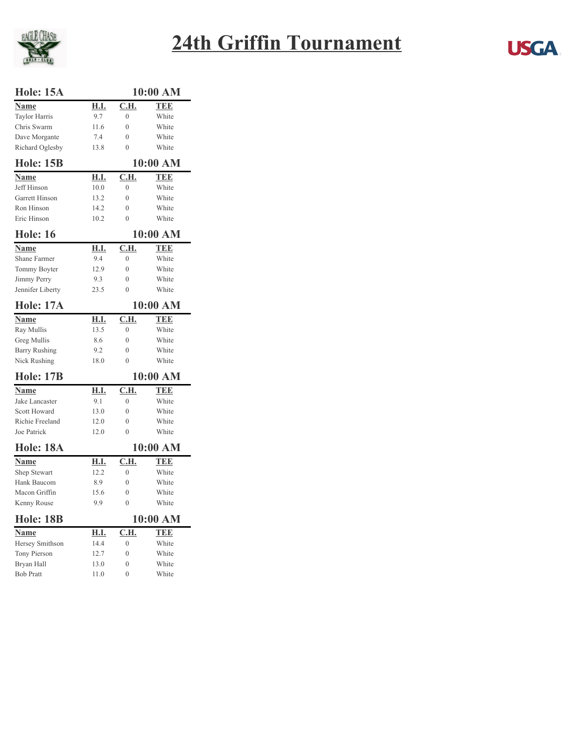# 24th Griffin Tournament

## Hole: 15A — 10:00 AM

| Name | H.I. | C.H. | TEE |
|---|---|---|---|
| Taylor Harris | 9.7 | 0 | White |
| Chris Swarm | 11.6 | 0 | White |
| Dave Morgante | 7.4 | 0 | White |
| Richard Oglesby | 13.8 | 0 | White |

## Hole: 15B — 10:00 AM

| Name | H.I. | C.H. | TEE |
|---|---|---|---|
| Jeff Hinson | 10.0 | 0 | White |
| Garrett Hinson | 13.2 | 0 | White |
| Ron Hinson | 14.2 | 0 | White |
| Eric Hinson | 10.2 | 0 | White |

## Hole: 16 — 10:00 AM

| Name | H.I. | C.H. | TEE |
|---|---|---|---|
| Shane Farmer | 9.4 | 0 | White |
| Tommy Boyter | 12.9 | 0 | White |
| Jimmy Perry | 9.3 | 0 | White |
| Jennifer Liberty | 23.5 | 0 | White |

## Hole: 17A — 10:00 AM

| Name | H.I. | C.H. | TEE |
|---|---|---|---|
| Ray Mullis | 13.5 | 0 | White |
| Greg Mullis | 8.6 | 0 | White |
| Barry Rushing | 9.2 | 0 | White |
| Nick Rushing | 18.0 | 0 | White |

## Hole: 17B — 10:00 AM

| Name | H.I. | C.H. | TEE |
|---|---|---|---|
| Jake Lancaster | 9.1 | 0 | White |
| Scott Howard | 13.0 | 0 | White |
| Richie Freeland | 12.0 | 0 | White |
| Joe Patrick | 12.0 | 0 | White |

## Hole: 18A — 10:00 AM

| Name | H.I. | C.H. | TEE |
|---|---|---|---|
| Shep Stewart | 12.2 | 0 | White |
| Hank Baucom | 8.9 | 0 | White |
| Macon Griffin | 15.6 | 0 | White |
| Kenny Rouse | 9.9 | 0 | White |

## Hole: 18B — 10:00 AM

| Name | H.I. | C.H. | TEE |
|---|---|---|---|
| Hersey Smithson | 14.4 | 0 | White |
| Tony Pierson | 12.7 | 0 | White |
| Bryan Hall | 13.0 | 0 | White |
| Bob Pratt | 11.0 | 0 | White |